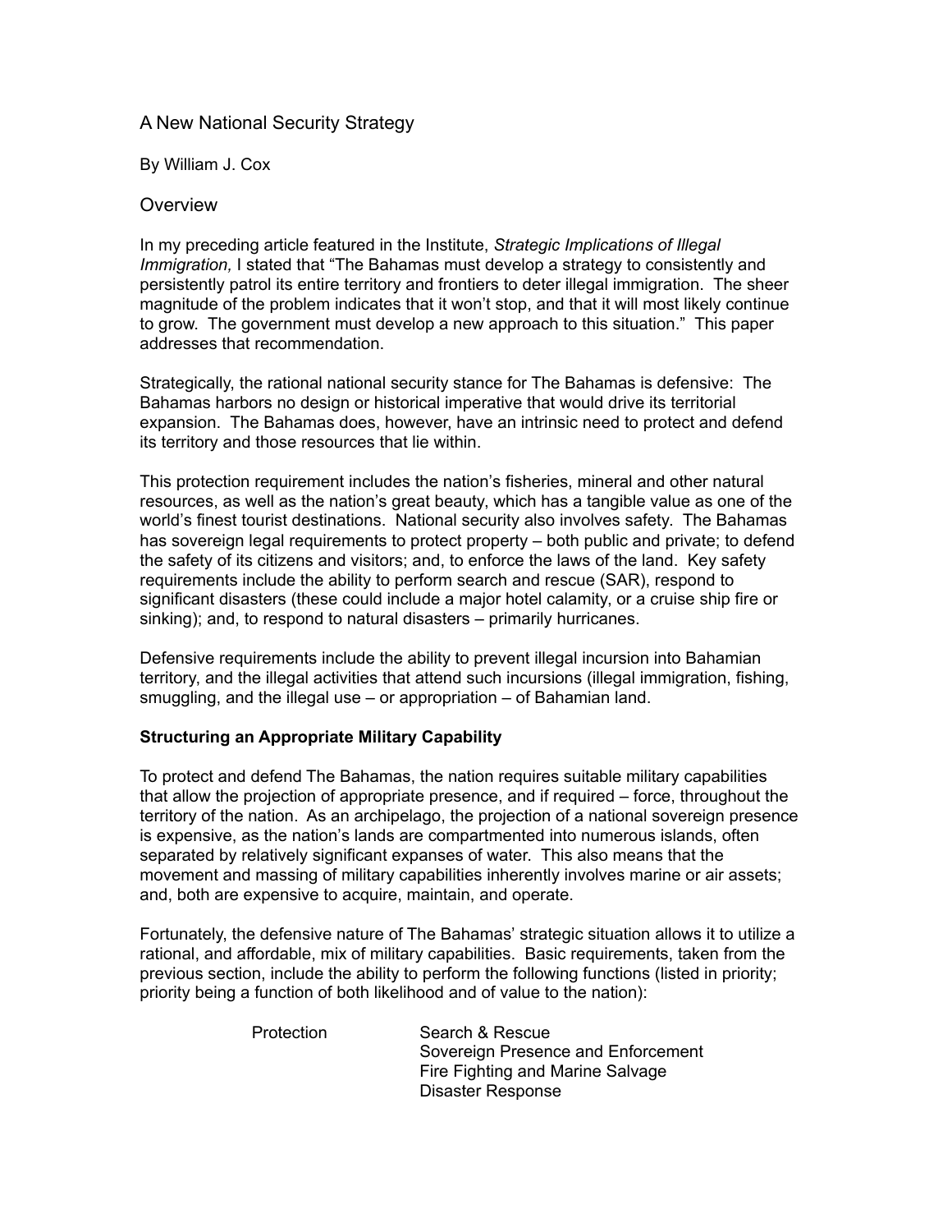# A New National Security Strategy

By William J. Cox

## Overview

In my preceding article featured in the Institute, *Strategic Implications of Illegal Immigration,* I stated that "The Bahamas must develop a strategy to consistently and persistently patrol its entire territory and frontiers to deter illegal immigration. The sheer magnitude of the problem indicates that it won't stop, and that it will most likely continue to grow. The government must develop a new approach to this situation." This paper addresses that recommendation.

Strategically, the rational national security stance for The Bahamas is defensive: The Bahamas harbors no design or historical imperative that would drive its territorial expansion. The Bahamas does, however, have an intrinsic need to protect and defend its territory and those resources that lie within.

This protection requirement includes the nation's fisheries, mineral and other natural resources, as well as the nation's great beauty, which has a tangible value as one of the world's finest tourist destinations. National security also involves safety. The Bahamas has sovereign legal requirements to protect property – both public and private; to defend the safety of its citizens and visitors; and, to enforce the laws of the land. Key safety requirements include the ability to perform search and rescue (SAR), respond to significant disasters (these could include a major hotel calamity, or a cruise ship fire or sinking); and, to respond to natural disasters – primarily hurricanes.

Defensive requirements include the ability to prevent illegal incursion into Bahamian territory, and the illegal activities that attend such incursions (illegal immigration, fishing, smuggling, and the illegal use – or appropriation – of Bahamian land.

**Structuring an Appropriate Military Capability**

To protect and defend The Bahamas, the nation requires suitable military capabilities that allow the projection of appropriate presence, and if required – force, throughout the territory of the nation. As an archipelago, the projection of a national sovereign presence is expensive, as the nation's lands are compartmented into numerous islands, often separated by relatively significant expanses of water. This also means that the movement and massing of military capabilities inherently involves marine or air assets; and, both are expensive to acquire, maintain, and operate.

Fortunately, the defensive nature of The Bahamas' strategic situation allows it to utilize a rational, and affordable, mix of military capabilities. Basic requirements, taken from the previous section, include the ability to perform the following functions (listed in priority; priority being a function of both likelihood and of value to the nation):

| | |
|---|---|
| Protection | Search & Rescue |
| | Sovereign Presence and Enforcement |
| | Fire Fighting and Marine Salvage |
| | Disaster Response |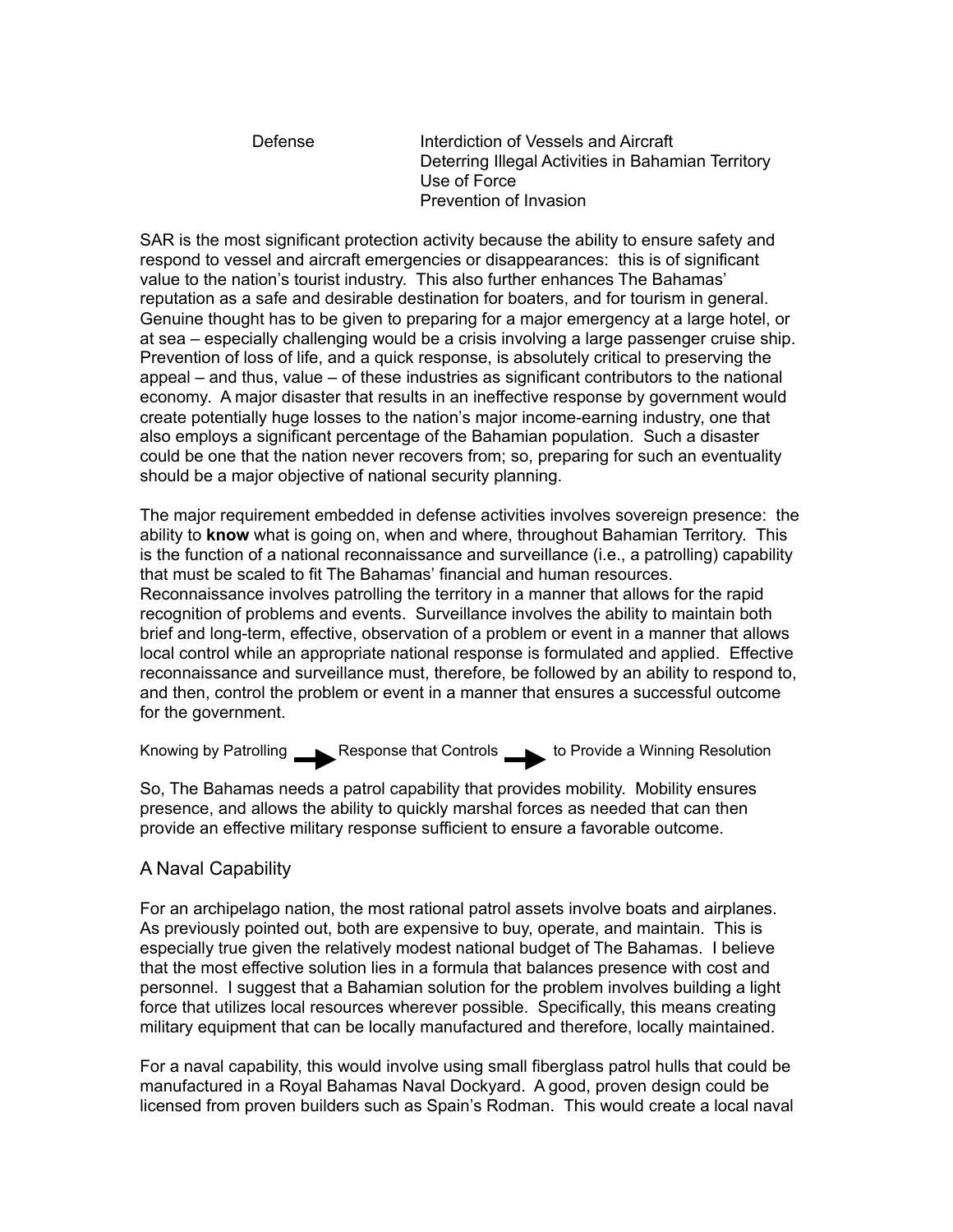| | |
|---|---|
| Defense | Interdiction of Vessels and Aircraft<br>Deterring Illegal Activities in Bahamian Territory<br>Use of Force<br>Prevention of Invasion |

SAR is the most significant protection activity because the ability to ensure safety and respond to vessel and aircraft emergencies or disappearances: this is of significant value to the nation's tourist industry. This also further enhances The Bahamas' reputation as a safe and desirable destination for boaters, and for tourism in general. Genuine thought has to be given to preparing for a major emergency at a large hotel, or at sea – especially challenging would be a crisis involving a large passenger cruise ship. Prevention of loss of life, and a quick response, is absolutely critical to preserving the appeal – and thus, value – of these industries as significant contributors to the national economy. A major disaster that results in an ineffective response by government would create potentially huge losses to the nation's major income-earning industry, one that also employs a significant percentage of the Bahamian population. Such a disaster could be one that the nation never recovers from; so, preparing for such an eventuality should be a major objective of national security planning.

The major requirement embedded in defense activities involves sovereign presence: the ability to **know** what is going on, when and where, throughout Bahamian Territory. This is the function of a national reconnaissance and surveillance (i.e., a patrolling) capability that must be scaled to fit The Bahamas' financial and human resources. Reconnaissance involves patrolling the territory in a manner that allows for the rapid recognition of problems and events. Surveillance involves the ability to maintain both brief and long-term, effective, observation of a problem or event in a manner that allows local control while an appropriate national response is formulated and applied. Effective reconnaissance and surveillance must, therefore, be followed by an ability to respond to, and then, control the problem or event in a manner that ensures a successful outcome for the government.

Knowing by Patrolling → Response that Controls → to Provide a Winning Resolution

So, The Bahamas needs a patrol capability that provides mobility. Mobility ensures presence, and allows the ability to quickly marshal forces as needed that can then provide an effective military response sufficient to ensure a favorable outcome.

## A Naval Capability

For an archipelago nation, the most rational patrol assets involve boats and airplanes. As previously pointed out, both are expensive to buy, operate, and maintain. This is especially true given the relatively modest national budget of The Bahamas. I believe that the most effective solution lies in a formula that balances presence with cost and personnel. I suggest that a Bahamian solution for the problem involves building a light force that utilizes local resources wherever possible. Specifically, this means creating military equipment that can be locally manufactured and therefore, locally maintained.

For a naval capability, this would involve using small fiberglass patrol hulls that could be manufactured in a Royal Bahamas Naval Dockyard. A good, proven design could be licensed from proven builders such as Spain's Rodman. This would create a local naval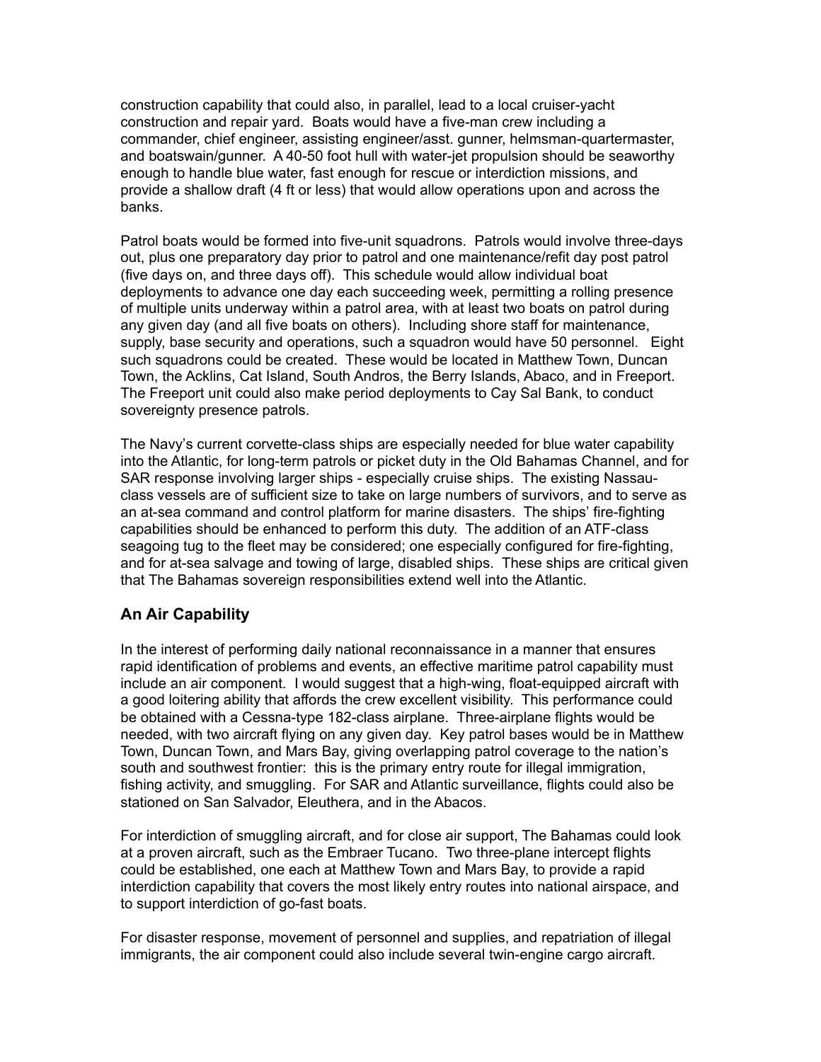construction capability that could also, in parallel, lead to a local cruiser-yacht construction and repair yard. Boats would have a five-man crew including a commander, chief engineer, assisting engineer/asst. gunner, helmsman-quartermaster, and boatswain/gunner. A 40-50 foot hull with water-jet propulsion should be seaworthy enough to handle blue water, fast enough for rescue or interdiction missions, and provide a shallow draft (4 ft or less) that would allow operations upon and across the banks.

Patrol boats would be formed into five-unit squadrons. Patrols would involve three-days out, plus one preparatory day prior to patrol and one maintenance/refit day post patrol (five days on, and three days off). This schedule would allow individual boat deployments to advance one day each succeeding week, permitting a rolling presence of multiple units underway within a patrol area, with at least two boats on patrol during any given day (and all five boats on others). Including shore staff for maintenance, supply, base security and operations, such a squadron would have 50 personnel. Eight such squadrons could be created. These would be located in Matthew Town, Duncan Town, the Acklins, Cat Island, South Andros, the Berry Islands, Abaco, and in Freeport. The Freeport unit could also make period deployments to Cay Sal Bank, to conduct sovereignty presence patrols.

The Navy's current corvette-class ships are especially needed for blue water capability into the Atlantic, for long-term patrols or picket duty in the Old Bahamas Channel, and for SAR response involving larger ships - especially cruise ships. The existing Nassau-class vessels are of sufficient size to take on large numbers of survivors, and to serve as an at-sea command and control platform for marine disasters. The ships' fire-fighting capabilities should be enhanced to perform this duty. The addition of an ATF-class seagoing tug to the fleet may be considered; one especially configured for fire-fighting, and for at-sea salvage and towing of large, disabled ships. These ships are critical given that The Bahamas sovereign responsibilities extend well into the Atlantic.

## An Air Capability

In the interest of performing daily national reconnaissance in a manner that ensures rapid identification of problems and events, an effective maritime patrol capability must include an air component. I would suggest that a high-wing, float-equipped aircraft with a good loitering ability that affords the crew excellent visibility. This performance could be obtained with a Cessna-type 182-class airplane. Three-airplane flights would be needed, with two aircraft flying on any given day. Key patrol bases would be in Matthew Town, Duncan Town, and Mars Bay, giving overlapping patrol coverage to the nation's south and southwest frontier: this is the primary entry route for illegal immigration, fishing activity, and smuggling. For SAR and Atlantic surveillance, flights could also be stationed on San Salvador, Eleuthera, and in the Abacos.

For interdiction of smuggling aircraft, and for close air support, The Bahamas could look at a proven aircraft, such as the Embraer Tucano. Two three-plane intercept flights could be established, one each at Matthew Town and Mars Bay, to provide a rapid interdiction capability that covers the most likely entry routes into national airspace, and to support interdiction of go-fast boats.

For disaster response, movement of personnel and supplies, and repatriation of illegal immigrants, the air component could also include several twin-engine cargo aircraft.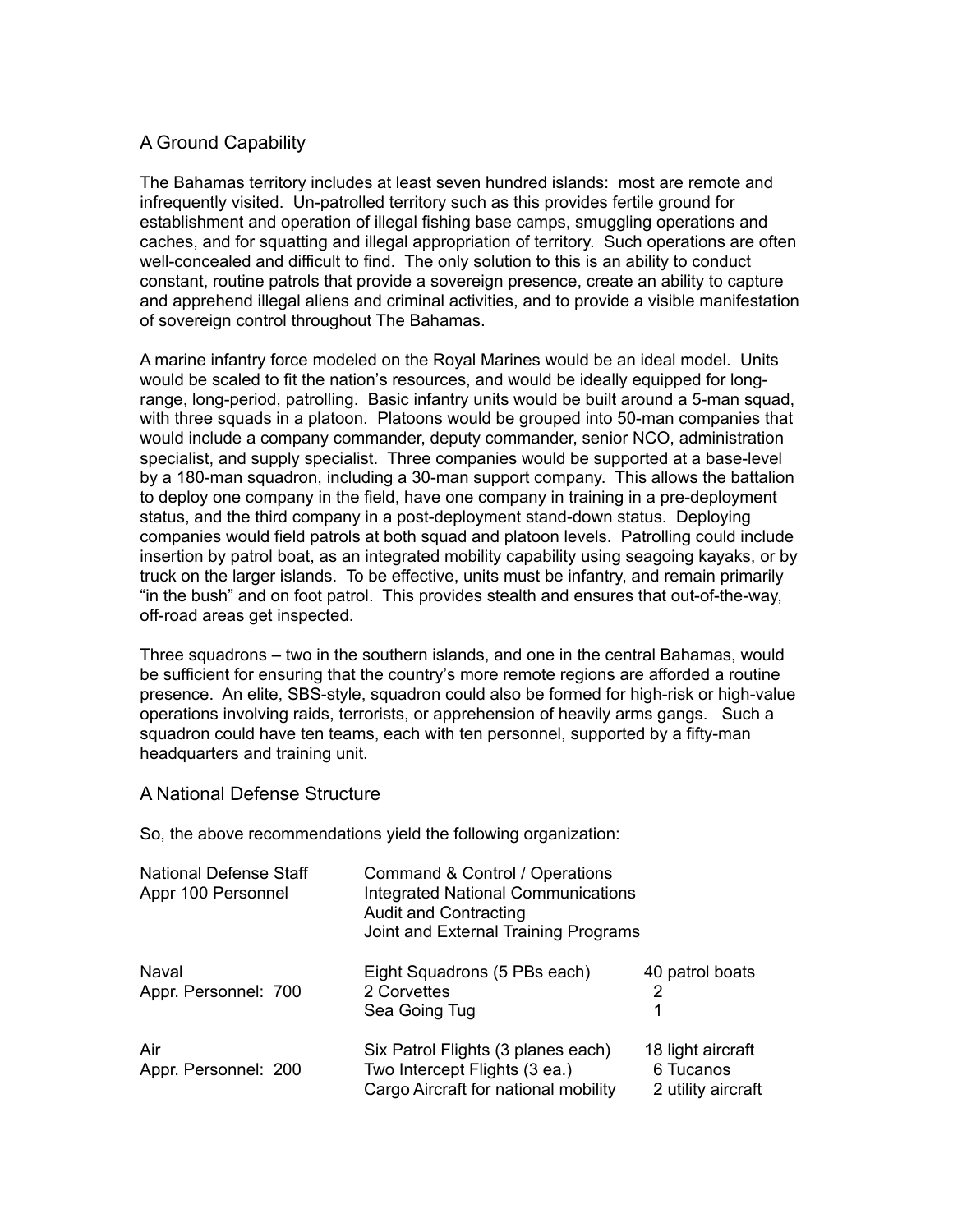## A Ground Capability

The Bahamas territory includes at least seven hundred islands: most are remote and infrequently visited. Un-patrolled territory such as this provides fertile ground for establishment and operation of illegal fishing base camps, smuggling operations and caches, and for squatting and illegal appropriation of territory. Such operations are often well-concealed and difficult to find. The only solution to this is an ability to conduct constant, routine patrols that provide a sovereign presence, create an ability to capture and apprehend illegal aliens and criminal activities, and to provide a visible manifestation of sovereign control throughout The Bahamas.

A marine infantry force modeled on the Royal Marines would be an ideal model. Units would be scaled to fit the nation's resources, and would be ideally equipped for long-range, long-period, patrolling. Basic infantry units would be built around a 5-man squad, with three squads in a platoon. Platoons would be grouped into 50-man companies that would include a company commander, deputy commander, senior NCO, administration specialist, and supply specialist. Three companies would be supported at a base-level by a 180-man squadron, including a 30-man support company. This allows the battalion to deploy one company in the field, have one company in training in a pre-deployment status, and the third company in a post-deployment stand-down status. Deploying companies would field patrols at both squad and platoon levels. Patrolling could include insertion by patrol boat, as an integrated mobility capability using seagoing kayaks, or by truck on the larger islands. To be effective, units must be infantry, and remain primarily "in the bush" and on foot patrol. This provides stealth and ensures that out-of-the-way, off-road areas get inspected.

Three squadrons – two in the southern islands, and one in the central Bahamas, would be sufficient for ensuring that the country's more remote regions are afforded a routine presence. An elite, SBS-style, squadron could also be formed for high-risk or high-value operations involving raids, terrorists, or apprehension of heavily arms gangs. Such a squadron could have ten teams, each with ten personnel, supported by a fifty-man headquarters and training unit.

## A National Defense Structure

So, the above recommendations yield the following organization:

| | | |
|---|---|---|
| National Defense Staff<br>Appr 100 Personnel | Command & Control / Operations<br>Integrated National Communications<br>Audit and Contracting<br>Joint and External Training Programs | |
| Naval<br>Appr. Personnel: 700 | Eight Squadrons (5 PBs each)<br>2 Corvettes<br>Sea Going Tug | 40 patrol boats<br>2<br>1 |
| Air<br>Appr. Personnel: 200 | Six Patrol Flights (3 planes each)<br>Two Intercept Flights (3 ea.)<br>Cargo Aircraft for national mobility | 18 light aircraft<br>6 Tucanos<br>2 utility aircraft |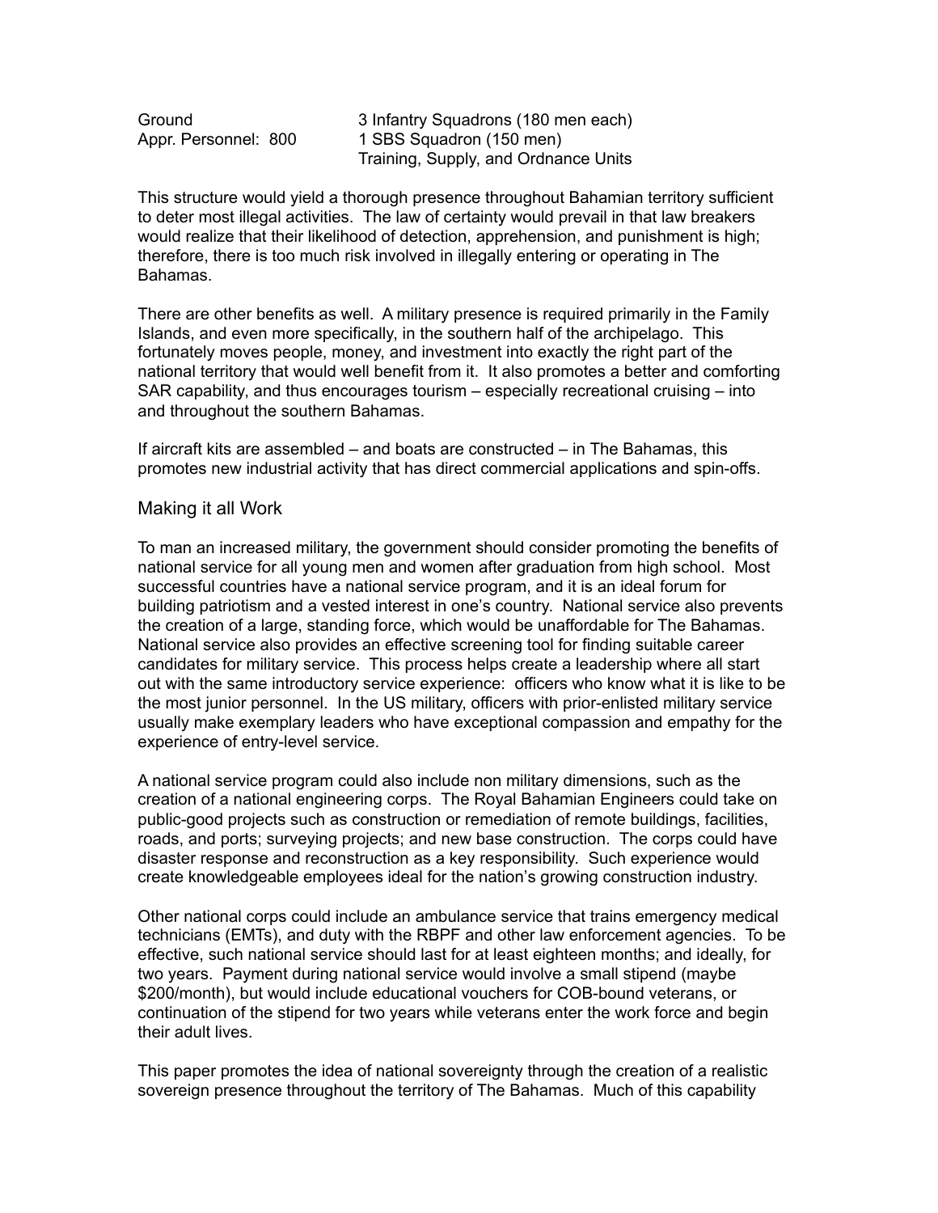| Ground | 3 Infantry Squadrons (180 men each) |
| --- | --- |
| Appr. Personnel: 800 | 1 SBS Squadron (150 men) |
| | Training, Supply, and Ordnance Units |

This structure would yield a thorough presence throughout Bahamian territory sufficient to deter most illegal activities. The law of certainty would prevail in that law breakers would realize that their likelihood of detection, apprehension, and punishment is high; therefore, there is too much risk involved in illegally entering or operating in The Bahamas.

There are other benefits as well. A military presence is required primarily in the Family Islands, and even more specifically, in the southern half of the archipelago. This fortunately moves people, money, and investment into exactly the right part of the national territory that would well benefit from it. It also promotes a better and comforting SAR capability, and thus encourages tourism – especially recreational cruising – into and throughout the southern Bahamas.

If aircraft kits are assembled – and boats are constructed – in The Bahamas, this promotes new industrial activity that has direct commercial applications and spin-offs.

## Making it all Work

To man an increased military, the government should consider promoting the benefits of national service for all young men and women after graduation from high school. Most successful countries have a national service program, and it is an ideal forum for building patriotism and a vested interest in one's country. National service also prevents the creation of a large, standing force, which would be unaffordable for The Bahamas. National service also provides an effective screening tool for finding suitable career candidates for military service. This process helps create a leadership where all start out with the same introductory service experience: officers who know what it is like to be the most junior personnel. In the US military, officers with prior-enlisted military service usually make exemplary leaders who have exceptional compassion and empathy for the experience of entry-level service.

A national service program could also include non military dimensions, such as the creation of a national engineering corps. The Royal Bahamian Engineers could take on public-good projects such as construction or remediation of remote buildings, facilities, roads, and ports; surveying projects; and new base construction. The corps could have disaster response and reconstruction as a key responsibility. Such experience would create knowledgeable employees ideal for the nation's growing construction industry.

Other national corps could include an ambulance service that trains emergency medical technicians (EMTs), and duty with the RBPF and other law enforcement agencies. To be effective, such national service should last for at least eighteen months; and ideally, for two years. Payment during national service would involve a small stipend (maybe $200/month), but would include educational vouchers for COB-bound veterans, or continuation of the stipend for two years while veterans enter the work force and begin their adult lives.

This paper promotes the idea of national sovereignty through the creation of a realistic sovereign presence throughout the territory of The Bahamas. Much of this capability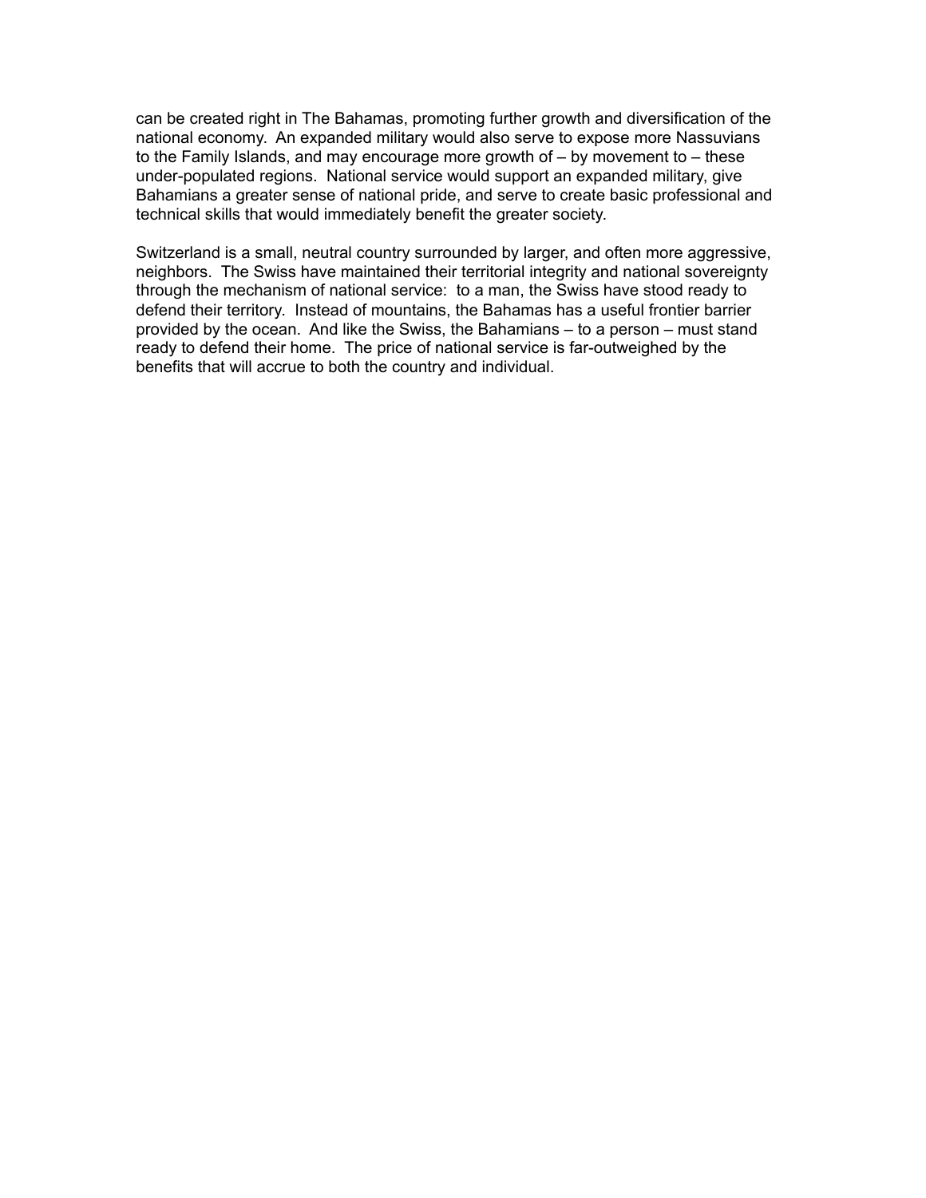can be created right in The Bahamas, promoting further growth and diversification of the national economy. An expanded military would also serve to expose more Nassuvians to the Family Islands, and may encourage more growth of – by movement to – these under-populated regions. National service would support an expanded military, give Bahamians a greater sense of national pride, and serve to create basic professional and technical skills that would immediately benefit the greater society.

Switzerland is a small, neutral country surrounded by larger, and often more aggressive, neighbors. The Swiss have maintained their territorial integrity and national sovereignty through the mechanism of national service: to a man, the Swiss have stood ready to defend their territory. Instead of mountains, the Bahamas has a useful frontier barrier provided by the ocean. And like the Swiss, the Bahamians – to a person – must stand ready to defend their home. The price of national service is far-outweighed by the benefits that will accrue to both the country and individual.